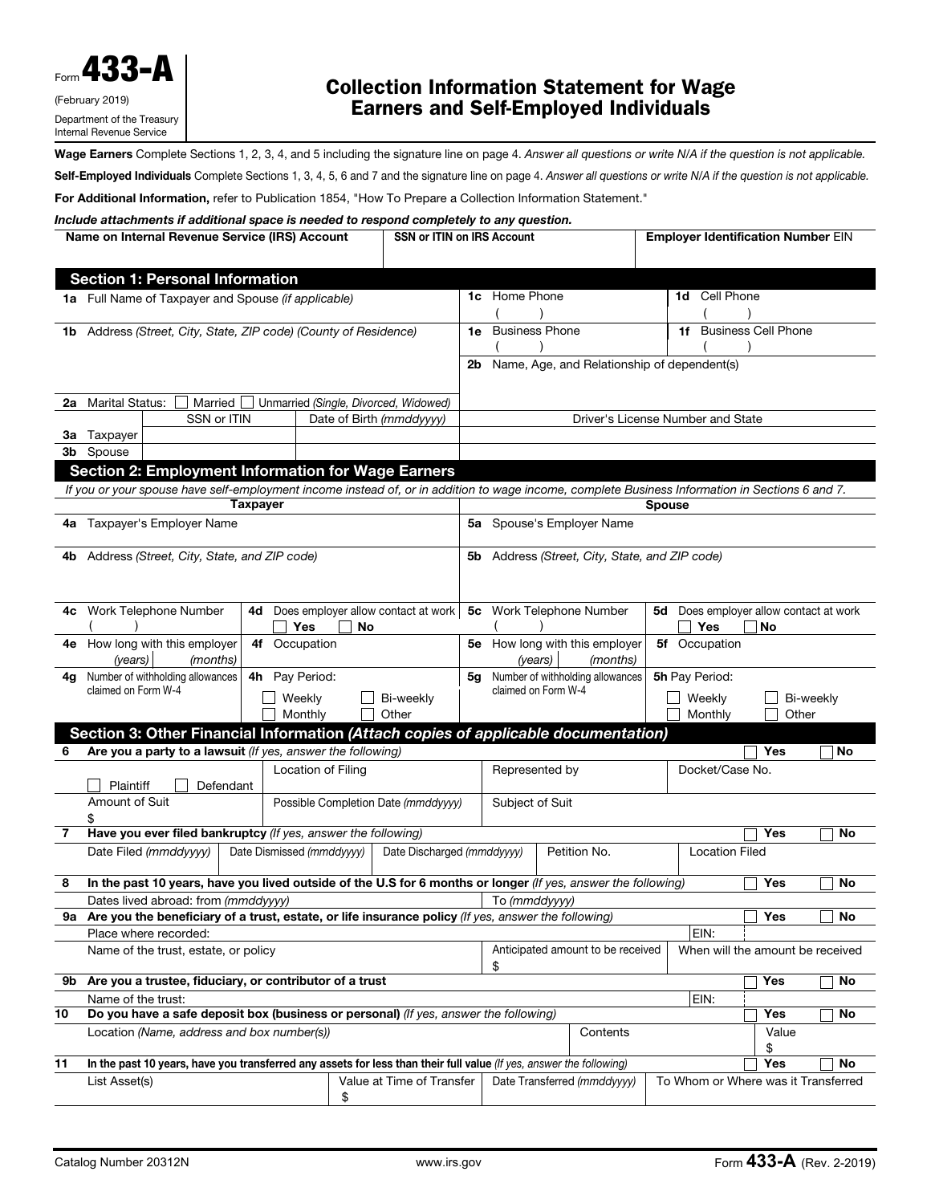Form **433-A**
(February 2019)
Department of the Treasury
Internal Revenue Service

# Collection Information Statement for Wage Earners and Self-Employed Individuals

**Wage Earners** Complete Sections 1, 2, 3, 4, and 5 including the signature line on page 4. *Answer all questions or write N/A if the question is not applicable.*

**Self-Employed Individuals** Complete Sections 1, 3, 4, 5, 6 and 7 and the signature line on page 4. *Answer all questions or write N/A if the question is not applicable.*

**For Additional Information,** refer to Publication 1854, "How To Prepare a Collection Information Statement."

***Include attachments if additional space is needed to respond completely to any question.***

| Name on Internal Revenue Service (IRS) Account | SSN or ITIN on IRS Account | Employer Identification Number EIN |
|---|---|---|
| | | |

## Section 1: Personal Information

| | | |
|---|---|---|
| **1a** Full Name of Taxpayer and Spouse *(if applicable)* | **1c** Home Phone ( ) | **1d** Cell Phone ( ) |
| **1b** Address *(Street, City, State, ZIP code) (County of Residence)* | **1e** Business Phone ( ) | **1f** Business Cell Phone ( ) |
| | **2b** Name, Age, and Relationship of dependent(s) | |
| **2a** Marital Status: ☐ Married ☐ Unmarried *(Single, Divorced, Widowed)* | | |

| | SSN or ITIN | Date of Birth *(mmddyyyy)* | Driver's License Number and State |
|---|---|---|---|
| **3a** Taxpayer | | | |
| **3b** Spouse | | | |

## Section 2: Employment Information for Wage Earners

*If you or your spouse have self-employment income instead of, or in addition to wage income, complete Business Information in Sections 6 and 7.*

| Taxpayer | | Spouse | |
|---|---|---|---|
| **4a** Taxpayer's Employer Name | | **5a** Spouse's Employer Name | |
| **4b** Address *(Street, City, State, and ZIP code)* | | **5b** Address *(Street, City, State, and ZIP code)* | |
| **4c** Work Telephone Number ( ) | **4d** Does employer allow contact at work ☐ Yes ☐ No | **5c** Work Telephone Number ( ) | **5d** Does employer allow contact at work ☐ Yes ☐ No |
| **4e** How long with this employer *(years)* *(months)* | **4f** Occupation | **5e** How long with this employer *(years)* *(months)* | **5f** Occupation |
| **4g** Number of withholding allowances claimed on Form W-4 | **4h** Pay Period: ☐ Weekly ☐ Bi-weekly ☐ Monthly ☐ Other | **5g** Number of withholding allowances claimed on Form W-4 | **5h** Pay Period: ☐ Weekly ☐ Bi-weekly ☐ Monthly ☐ Other |

## Section 3: Other Financial Information *(Attach copies of applicable documentation)*

**6** **Are you a party to a lawsuit** *(If yes, answer the following)* ☐ Yes ☐ No

| ☐ Plaintiff ☐ Defendant | Location of Filing | Represented by | Docket/Case No. |
|---|---|---|---|
| Amount of Suit $ | Possible Completion Date *(mmddyyyy)* | Subject of Suit | |

**7** **Have you ever filed bankruptcy** *(If yes, answer the following)* ☐ Yes ☐ No

| Date Filed *(mmddyyyy)* | Date Dismissed *(mmddyyyy)* | Date Discharged *(mmddyyyy)* | Petition No. | Location Filed |
|---|---|---|---|---|
| | | | | |

**8** **In the past 10 years, have you lived outside of the U.S for 6 months or longer** *(If yes, answer the following)* ☐ Yes ☐ No

Dates lived abroad: from *(mmddyyyy)* To *(mmddyyyy)*

**9a** **Are you the beneficiary of a trust, estate, or life insurance policy** *(If yes, answer the following)* ☐ Yes ☐ No

| Place where recorded: | | EIN: |
|---|---|---|
| Name of the trust, estate, or policy | Anticipated amount to be received $ | When will the amount be received |

**9b** **Are you a trustee, fiduciary, or contributor of a trust** ☐ Yes ☐ No

Name of the trust: EIN:

**10** **Do you have a safe deposit box (business or personal)** *(If yes, answer the following)* ☐ Yes ☐ No

| Location *(Name, address and box number(s))* | Contents | Value |
|---|---|---|
| | | $ |

**11** **In the past 10 years, have you transferred any assets for less than their full value** *(If yes, answer the following)* ☐ Yes ☐ No

| List Asset(s) | Value at Time of Transfer | Date Transferred *(mmddyyyy)* | To Whom or Where was it Transferred |
|---|---|---|---|
| | $ | | |

Catalog Number 20312N www.irs.gov Form **433-A** (Rev. 2-2019)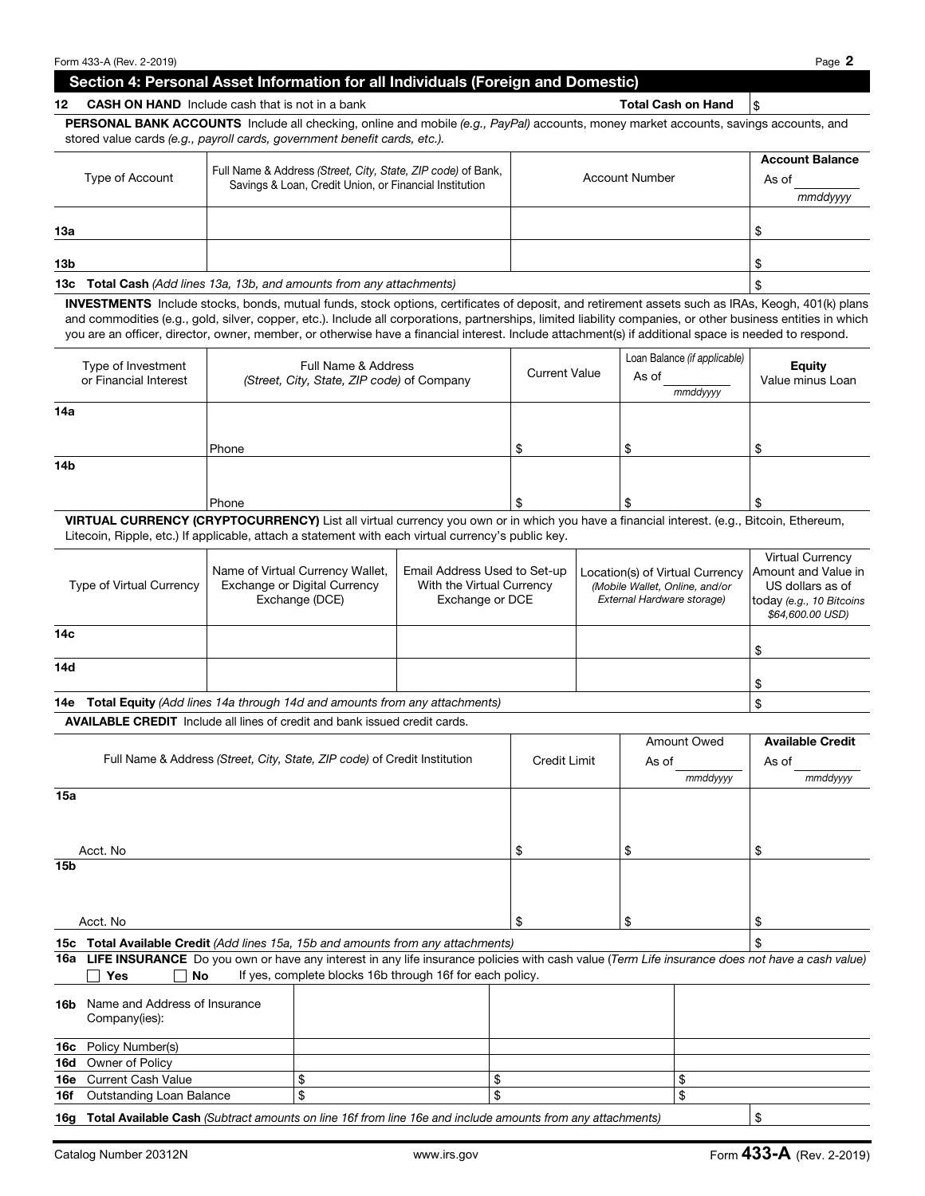## Section 4: Personal Asset Information for all Individuals (Foreign and Domestic)

**12 CASH ON HAND** Include cash that is not in a bank **Total Cash on Hand** $

**PERSONAL BANK ACCOUNTS** Include all checking, online and mobile *(e.g., PayPal)* accounts, money market accounts, savings accounts, and stored value cards *(e.g., payroll cards, government benefit cards, etc.)*.

| | Type of Account | Full Name & Address *(Street, City, State, ZIP code)* of Bank, Savings & Loan, Credit Union, or Financial Institution | Account Number | **Account Balance** As of ______ *mmddyyyy* |
|---|---|---|---|---|
| 13a | | | | $ |
| 13b | | | | $ |
| 13c | **Total Cash** *(Add lines 13a, 13b, and amounts from any attachments)* | | | $ |

**INVESTMENTS** Include stocks, bonds, mutual funds, stock options, certificates of deposit, and retirement assets such as IRAs, Keogh, 401(k) plans and commodities (e.g., gold, silver, copper, etc.). Include all corporations, partnerships, limited liability companies, or other business entities in which you are an officer, director, owner, member, or otherwise have a financial interest. Include attachment(s) if additional space is needed to respond.

| | Type of Investment or Financial Interest | Full Name & Address *(Street, City, State, ZIP code)* of Company | Current Value | Loan Balance *(if applicable)* As of ______ *mmddyyyy* | **Equity** Value minus Loan |
|---|---|---|---|---|---|
| 14a | | Phone | $ | $ | $ |
| 14b | | Phone | $ | $ | $ |

**VIRTUAL CURRENCY (CRYPTOCURRENCY)** List all virtual currency you own or in which you have a financial interest. (e.g., Bitcoin, Ethereum, Litecoin, Ripple, etc.) If applicable, attach a statement with each virtual currency's public key.

| | Type of Virtual Currency | Name of Virtual Currency Wallet, Exchange or Digital Currency Exchange (DCE) | Email Address Used to Set-up With the Virtual Currency Exchange or DCE | Location(s) of Virtual Currency *(Mobile Wallet, Online, and/or External Hardware storage)* | Virtual Currency Amount and Value in US dollars as of today *(e.g., 10 Bitcoins $64,600.00 USD)* |
|---|---|---|---|---|---|
| 14c | | | | | $ |
| 14d | | | | | $ |
| 14e | **Total Equity** *(Add lines 14a through 14d and amounts from any attachments)* | | | | $ |

**AVAILABLE CREDIT** Include all lines of credit and bank issued credit cards.

| | Full Name & Address *(Street, City, State, ZIP code)* of Credit Institution | Credit Limit | Amount Owed As of ______ *mmddyyyy* | **Available Credit** As of ______ *mmddyyyy* |
|---|---|---|---|---|
| 15a | Acct. No | $ | $ | $ |
| 15b | Acct. No | $ | $ | $ |
| 15c | **Total Available Credit** *(Add lines 15a, 15b and amounts from any attachments)* | | | $ |

**16a LIFE INSURANCE** Do you own or have any interest in any life insurance policies with cash value (*Term Life insurance does not have a cash value*)

☐ **Yes** ☐ **No** If yes, complete blocks 16b through 16f for each policy.

| | | | | |
|---|---|---|---|---|
| 16b | Name and Address of Insurance Company(ies): | | | |
| 16c | Policy Number(s) | | | |
| 16d | Owner of Policy | | | |
| 16e | Current Cash Value | $ | $ | $ |
| 16f | Outstanding Loan Balance | $ | $ | $ |

**16g Total Available Cash** *(Subtract amounts on line 16f from line 16e and include amounts from any attachments)* $

Catalog Number 20312N www.irs.gov Form **433-A** (Rev. 2-2019)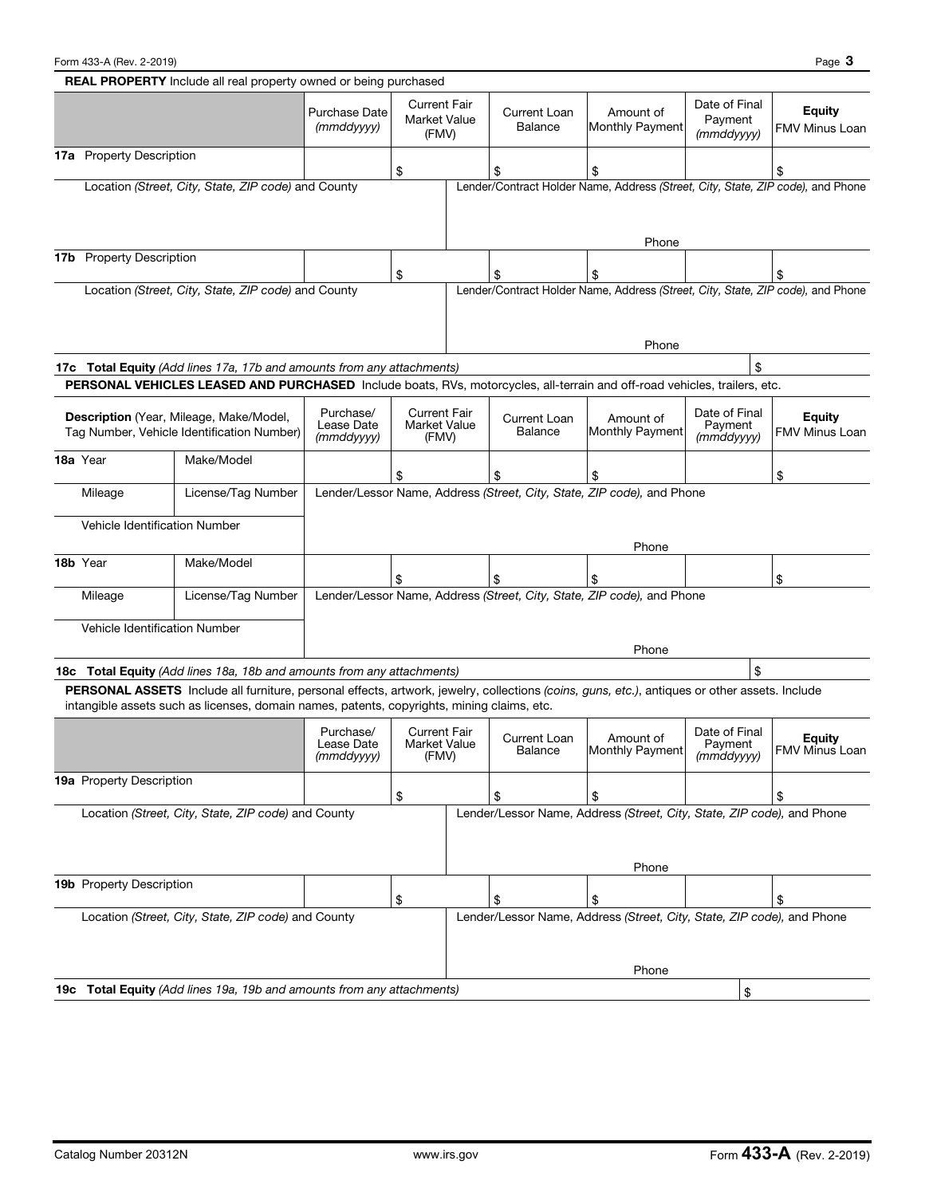## REAL PROPERTY Include all real property owned or being purchased

| | Purchase Date *(mmddyyyy)* | Current Fair Market Value (FMV) | Current Loan Balance | Amount of Monthly Payment | Date of Final Payment *(mmddyyyy)* | **Equity** FMV Minus Loan |
|---|---|---|---|---|---|---|
| **17a** Property Description | | $ | $ | $ | | $ |
| Location *(Street, City, State, ZIP code)* and County | | Lender/Contract Holder Name, Address *(Street, City, State, ZIP code)*, and Phone<br><br>Phone | | | | |
| **17b** Property Description | | $ | $ | $ | | $ |
| Location *(Street, City, State, ZIP code)* and County | | Lender/Contract Holder Name, Address *(Street, City, State, ZIP code)*, and Phone<br><br>Phone | | | | |
| **17c Total Equity** *(Add lines 17a, 17b and amounts from any attachments)* | | | | | | $ |

## PERSONAL VEHICLES LEASED AND PURCHASED Include boats, RVs, motorcycles, all-terrain and off-road vehicles, trailers, etc.

| **Description** (Year, Mileage, Make/Model, Tag Number, Vehicle Identification Number) | | Purchase/ Lease Date *(mmddyyyy)* | Current Fair Market Value (FMV) | Current Loan Balance | Amount of Monthly Payment | Date of Final Payment *(mmddyyyy)* | **Equity** FMV Minus Loan |
|---|---|---|---|---|---|---|---|
| **18a** Year | Make/Model | | $ | $ | $ | | $ |
| Mileage | License/Tag Number | Lender/Lessor Name, Address *(Street, City, State, ZIP code)*, and Phone<br><br>Phone | | | | | |
| Vehicle Identification Number | | | | | | | |
| **18b** Year | Make/Model | | $ | $ | $ | | $ |
| Mileage | License/Tag Number | Lender/Lessor Name, Address *(Street, City, State, ZIP code)*, and Phone<br><br>Phone | | | | | |
| Vehicle Identification Number | | | | | | | |
| **18c Total Equity** *(Add lines 18a, 18b and amounts from any attachments)* | | | | | | | $ |

## PERSONAL ASSETS Include all furniture, personal effects, artwork, jewelry, collections *(coins, guns, etc.)*, antiques or other assets. Include intangible assets such as licenses, domain names, patents, copyrights, mining claims, etc.

| | Purchase/ Lease Date *(mmddyyyy)* | Current Fair Market Value (FMV) | Current Loan Balance | Amount of Monthly Payment | Date of Final Payment *(mmddyyyy)* | **Equity** FMV Minus Loan |
|---|---|---|---|---|---|---|
| **19a** Property Description | | $ | $ | $ | | $ |
| Location *(Street, City, State, ZIP code)* and County | | Lender/Lessor Name, Address *(Street, City, State, ZIP code)*, and Phone<br><br>Phone | | | | |
| **19b** Property Description | | $ | $ | $ | | $ |
| Location *(Street, City, State, ZIP code)* and County | | Lender/Lessor Name, Address *(Street, City, State, ZIP code)*, and Phone<br><br>Phone | | | | |
| **19c Total Equity** *(Add lines 19a, 19b and amounts from any attachments)* | | | | | | $ |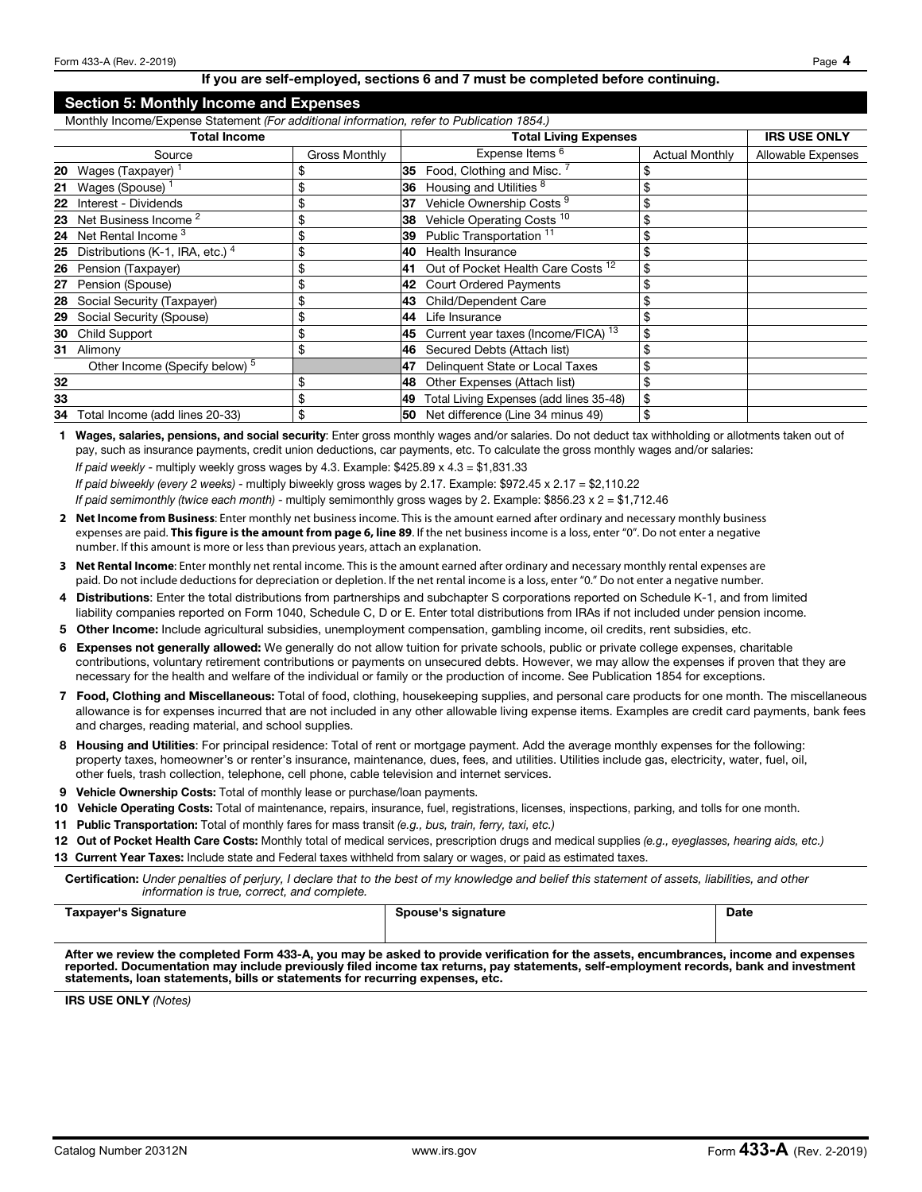**If you are self-employed, sections 6 and 7 must be completed before continuing.**

## Section 5: Monthly Income and Expenses

Monthly Income/Expense Statement *(For additional information, refer to Publication 1854.)*

| Total Income | | Total Living Expenses | | IRS USE ONLY |
|---|---|---|---|---|
| Source | Gross Monthly | Expense Items [6] | Actual Monthly | Allowable Expenses |
| **20** Wages (Taxpayer) [1] | $ | **35** Food, Clothing and Misc. [7] | $ | |
| **21** Wages (Spouse) [1] | $ | **36** Housing and Utilities [8] | $ | |
| **22** Interest - Dividends | $ | **37** Vehicle Ownership Costs [9] | $ | |
| **23** Net Business Income [2] | $ | **38** Vehicle Operating Costs [10] | $ | |
| **24** Net Rental Income [3] | $ | **39** Public Transportation [11] | $ | |
| **25** Distributions (K-1, IRA, etc.) [4] | $ | **40** Health Insurance | $ | |
| **26** Pension (Taxpayer) | $ | **41** Out of Pocket Health Care Costs [12] | $ | |
| **27** Pension (Spouse) | $ | **42** Court Ordered Payments | $ | |
| **28** Social Security (Taxpayer) | $ | **43** Child/Dependent Care | $ | |
| **29** Social Security (Spouse) | $ | **44** Life Insurance | $ | |
| **30** Child Support | $ | **45** Current year taxes (Income/FICA) [13] | $ | |
| **31** Alimony | $ | **46** Secured Debts (Attach list) | $ | |
| Other Income (Specify below) [5] | | **47** Delinquent State or Local Taxes | $ | |
| **32** | $ | **48** Other Expenses (Attach list) | $ | |
| **33** | $ | **49** Total Living Expenses (add lines 35-48) | $ | |
| **34** Total Income (add lines 20-33) | $ | **50** Net difference (Line 34 minus 49) | $ | |

1. **Wages, salaries, pensions, and social security**: Enter gross monthly wages and/or salaries. Do not deduct tax withholding or allotments taken out of pay, such as insurance payments, credit union deductions, car payments, etc. To calculate the gross monthly wages and/or salaries:
   *If paid weekly* - multiply weekly gross wages by 4.3. Example: $425.89 x 4.3 = $1,831.33
   *If paid biweekly (every 2 weeks)* - multiply biweekly gross wages by 2.17. Example: $972.45 x 2.17 = $2,110.22
   *If paid semimonthly (twice each month)* - multiply semimonthly gross wages by 2. Example: $856.23 x 2 = $1,712.46
2. **Net Income from Business**: Enter monthly net business income. This is the amount earned after ordinary and necessary monthly business expenses are paid. **This figure is the amount from page 6, line 89**. If the net business income is a loss, enter "0". Do not enter a negative number. If this amount is more or less than previous years, attach an explanation.
3. **Net Rental Income**: Enter monthly net rental income. This is the amount earned after ordinary and necessary monthly rental expenses are paid. Do not include deductions for depreciation or depletion. If the net rental income is a loss, enter "0." Do not enter a negative number.
4. **Distributions**: Enter the total distributions from partnerships and subchapter S corporations reported on Schedule K-1, and from limited liability companies reported on Form 1040, Schedule C, D or E. Enter total distributions from IRAs if not included under pension income.
5. **Other Income:** Include agricultural subsidies, unemployment compensation, gambling income, oil credits, rent subsidies, etc.
6. **Expenses not generally allowed:** We generally do not allow tuition for private schools, public or private college expenses, charitable contributions, voluntary retirement contributions or payments on unsecured debts. However, we may allow the expenses if proven that they are necessary for the health and welfare of the individual or family or the production of income. See Publication 1854 for exceptions.
7. **Food, Clothing and Miscellaneous:** Total of food, clothing, housekeeping supplies, and personal care products for one month. The miscellaneous allowance is for expenses incurred that are not included in any other allowable living expense items. Examples are credit card payments, bank fees and charges, reading material, and school supplies.
8. **Housing and Utilities**: For principal residence: Total of rent or mortgage payment. Add the average monthly expenses for the following: property taxes, homeowner's or renter's insurance, maintenance, dues, fees, and utilities. Utilities include gas, electricity, water, fuel, oil, other fuels, trash collection, telephone, cell phone, cable television and internet services.
9. **Vehicle Ownership Costs:** Total of monthly lease or purchase/loan payments.
10. **Vehicle Operating Costs:** Total of maintenance, repairs, insurance, fuel, registrations, licenses, inspections, parking, and tolls for one month.
11. **Public Transportation:** Total of monthly fares for mass transit *(e.g., bus, train, ferry, taxi, etc.)*
12. **Out of Pocket Health Care Costs:** Monthly total of medical services, prescription drugs and medical supplies *(e.g., eyeglasses, hearing aids, etc.)*
13. **Current Year Taxes:** Include state and Federal taxes withheld from salary or wages, or paid as estimated taxes.

**Certification:** *Under penalties of perjury, I declare that to the best of my knowledge and belief this statement of assets, liabilities, and other information is true, correct, and complete.*

| Taxpayer's Signature | Spouse's signature | Date |
|---|---|---|
| | | |

**After we review the completed Form 433-A, you may be asked to provide verification for the assets, encumbrances, income and expenses reported. Documentation may include previously filed income tax returns, pay statements, self-employment records, bank and investment statements, loan statements, bills or statements for recurring expenses, etc.**

**IRS USE ONLY** *(Notes)*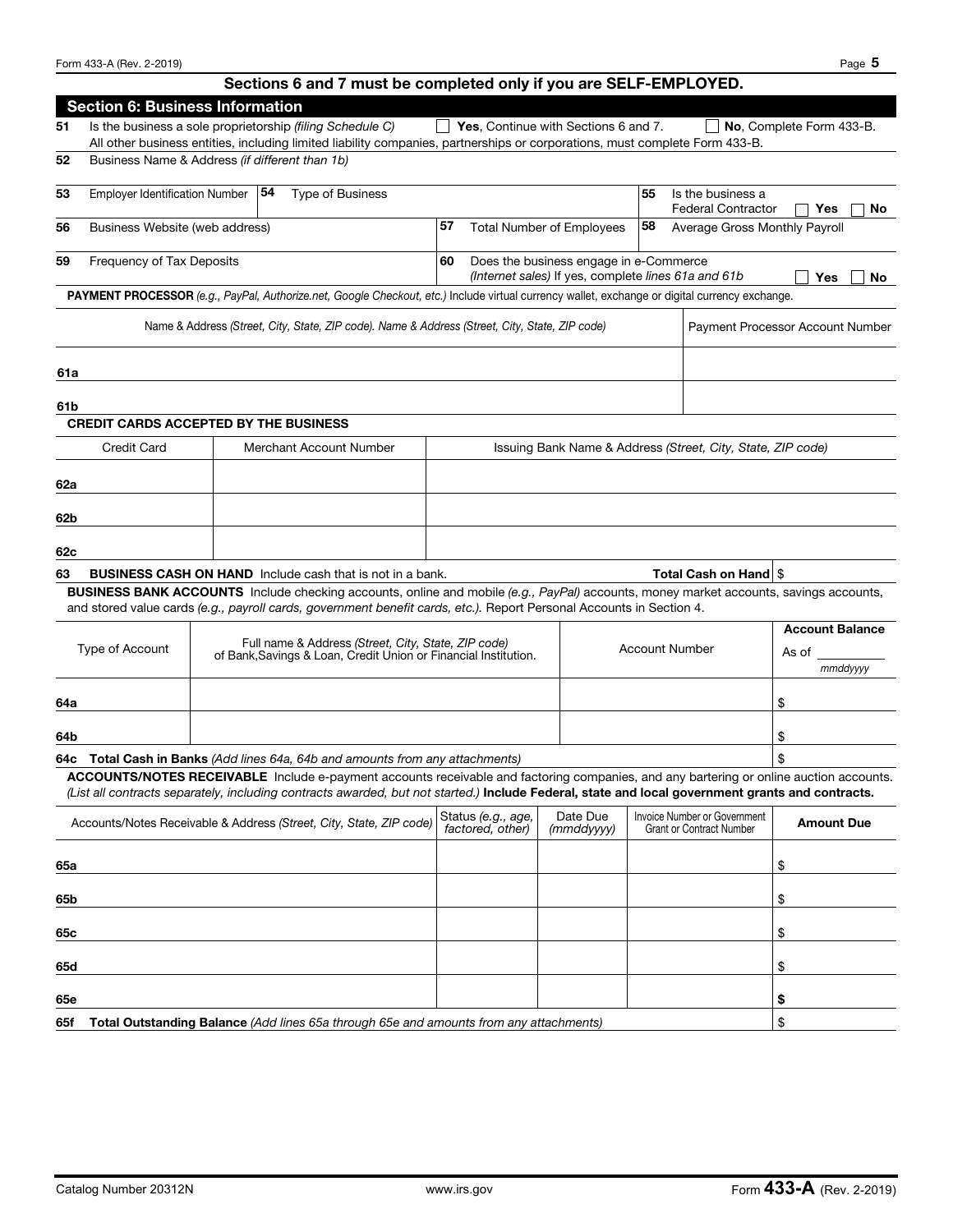## Sections 6 and 7 must be completed only if you are SELF-EMPLOYED.

### Section 6: Business Information

**51** Is the business a sole proprietorship *(filing Schedule C)* ☐ **Yes**, Continue with Sections 6 and 7. ☐ **No**, Complete Form 433-B.
All other business entities, including limited liability companies, partnerships or corporations, must complete Form 433-B.

**52** Business Name & Address *(if different than 1b)*

| | | | |
|---|---|---|---|
| **53** Employer Identification Number | **54** Type of Business | | **55** Is the business a Federal Contractor ☐ Yes ☐ No |
| **56** Business Website (web address) | | **57** Total Number of Employees | **58** Average Gross Monthly Payroll |
| **59** Frequency of Tax Deposits | | **60** Does the business engage in e-Commerce *(Internet sales)* If yes, complete *lines 61a and 61b* ☐ Yes ☐ No | |

**PAYMENT PROCESSOR** *(e.g., PayPal, Authorize.net, Google Checkout, etc.)* Include virtual currency wallet, exchange or digital currency exchange.

| | Name & Address *(Street, City, State, ZIP code). Name & Address (Street, City, State, ZIP code)* | Payment Processor Account Number |
|---|---|---|
| 61a | | |
| 61b | | |

**CREDIT CARDS ACCEPTED BY THE BUSINESS**

| | Credit Card | Merchant Account Number | Issuing Bank Name & Address *(Street, City, State, ZIP code)* |
|---|---|---|---|
| 62a | | | |
| 62b | | | |
| 62c | | | |

**63** **BUSINESS CASH ON HAND** Include cash that is not in a bank. **Total Cash on Hand** $

**BUSINESS BANK ACCOUNTS** Include checking accounts, online and mobile *(e.g., PayPal)* accounts, money market accounts, savings accounts, and stored value cards *(e.g., payroll cards, government benefit cards, etc.)*. Report Personal Accounts in Section 4.

| | Type of Account | Full name & Address *(Street, City, State, ZIP code)* of Bank,Savings & Loan, Credit Union or Financial Institution. | Account Number | **Account Balance** As of ________ *mmddyyyy* |
|---|---|---|---|---|
| 64a | | | | $ |
| 64b | | | | $ |
| **64c** | **Total Cash in Banks** *(Add lines 64a, 64b and amounts from any attachments)* | | | $ |

**ACCOUNTS/NOTES RECEIVABLE** Include e-payment accounts receivable and factoring companies, and any bartering or online auction accounts. *(List all contracts separately, including contracts awarded, but not started.)* **Include Federal, state and local government grants and contracts.**

| | Accounts/Notes Receivable & Address *(Street, City, State, ZIP code)* | Status *(e.g., age, factored, other)* | Date Due *(mmddyyyy)* | Invoice Number or Government Grant or Contract Number | **Amount Due** |
|---|---|---|---|---|---|
| 65a | | | | | $ |
| 65b | | | | | $ |
| 65c | | | | | $ |
| 65d | | | | | $ |
| 65e | | | | | **$** |
| **65f** | **Total Outstanding Balance** *(Add lines 65a through 65e and amounts from any attachments)* | | | | $ |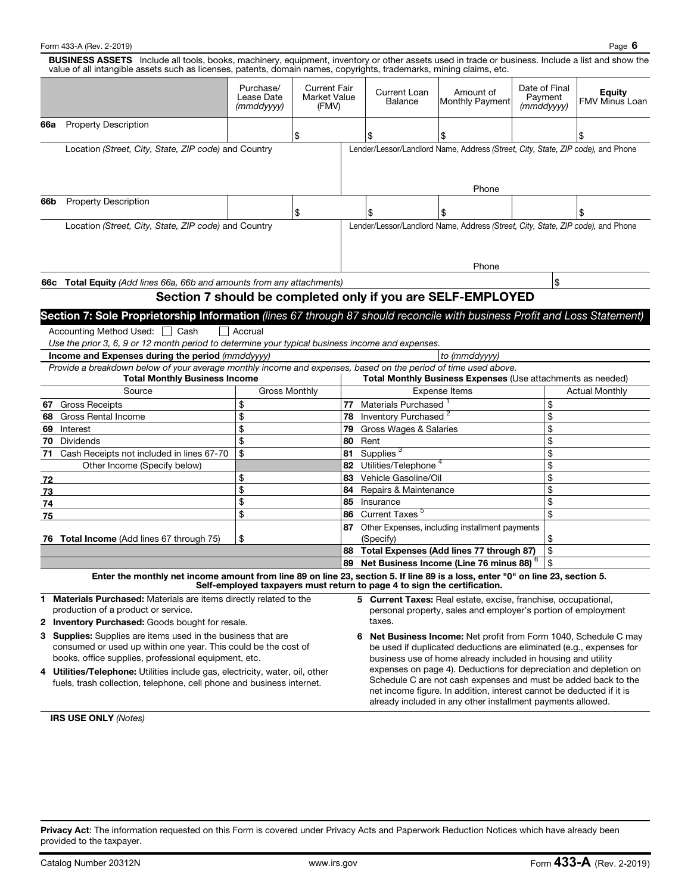**BUSINESS ASSETS** Include all tools, books, machinery, equipment, inventory or other assets used in trade or business. Include a list and show the value of all intangible assets such as licenses, patents, domain names, copyrights, trademarks, mining claims, etc.

| | Purchase/ Lease Date *(mmddyyyy)* | Current Fair Market Value (FMV) | Current Loan Balance | Amount of Monthly Payment | Date of Final Payment *(mmddyyyy)* | **Equity** FMV Minus Loan |
|---|---|---|---|---|---|---|
| **66a** Property Description | | $ | $ | $ | | $ |
| Location *(Street, City, State, ZIP code)* and Country | | | Lender/Lessor/Landlord Name, Address *(Street, City, State, ZIP code)*, and Phone<br>Phone | | | |
| **66b** Property Description | | $ | $ | $ | | $ |
| Location *(Street, City, State, ZIP code)* and Country | | | Lender/Lessor/Landlord Name, Address *(Street, City, State, ZIP code)*, and Phone<br>Phone | | | |
| **66c Total Equity** *(Add lines 66a, 66b and amounts from any attachments)* | | | | | | $ |

## Section 7 should be completed only if you are SELF-EMPLOYED

## Section 7: Sole Proprietorship Information *(lines 67 through 87 should reconcile with business Profit and Loss Statement)*

Accounting Method Used: ☐ Cash ☐ Accrual

*Use the prior 3, 6, 9 or 12 month period to determine your typical business income and expenses.*

**Income and Expenses during the period** *(mmddyyyy)* _______ *to (mmddyyyy)* _______

*Provide a breakdown below of your average monthly income and expenses, based on the period of time used above.*

| **Total Monthly Business Income** | | **Total Monthly Business Expenses** (Use attachments as needed) | |
|---|---|---|---|
| Source | Gross Monthly | Expense Items | Actual Monthly |
| **67** Gross Receipts | $ | **77** Materials Purchased [1] | $ |
| **68** Gross Rental Income | $ | **78** Inventory Purchased [2] | $ |
| **69** Interest | $ | **79** Gross Wages & Salaries | $ |
| **70** Dividends | $ | **80** Rent | $ |
| **71** Cash Receipts not included in lines 67-70 | $ | **81** Supplies [3] | $ |
| Other Income (Specify below) | | **82** Utilities/Telephone [4] | $ |
| **72** | $ | **83** Vehicle Gasoline/Oil | $ |
| **73** | $ | **84** Repairs & Maintenance | $ |
| **74** | $ | **85** Insurance | $ |
| **75** | $ | **86** Current Taxes [5] | $ |
| **76 Total Income** (Add lines 67 through 75) | $ | **87** Other Expenses, including installment payments (Specify) | $ |
| | | **88 Total Expenses (Add lines 77 through 87)** | $ |
| | | **89 Net Business Income (Line 76 minus 88)** [6] | $ |

**Enter the monthly net income amount from line 89 on line 23, section 5. If line 89 is a loss, enter "0" on line 23, section 5. Self-employed taxpayers must return to page 4 to sign the certification.**

1 **Materials Purchased:** Materials are items directly related to the production of a product or service.

2 **Inventory Purchased:** Goods bought for resale.

3 **Supplies:** Supplies are items used in the business that are consumed or used up within one year. This could be the cost of books, office supplies, professional equipment, etc.

4 **Utilities/Telephone:** Utilities include gas, electricity, water, oil, other fuels, trash collection, telephone, cell phone and business internet.

5 **Current Taxes:** Real estate, excise, franchise, occupational, personal property, sales and employer's portion of employment taxes.

6 **Net Business Income:** Net profit from Form 1040, Schedule C may be used if duplicated deductions are eliminated (e.g., expenses for business use of home already included in housing and utility expenses on page 4). Deductions for depreciation and depletion on Schedule C are not cash expenses and must be added back to the net income figure. In addition, interest cannot be deducted if it is already included in any other installment payments allowed.

**IRS USE ONLY** *(Notes)*

**Privacy Act**: The information requested on this Form is covered under Privacy Acts and Paperwork Reduction Notices which have already been provided to the taxpayer.

Catalog Number 20312N www.irs.gov Form **433-A** (Rev. 2-2019)